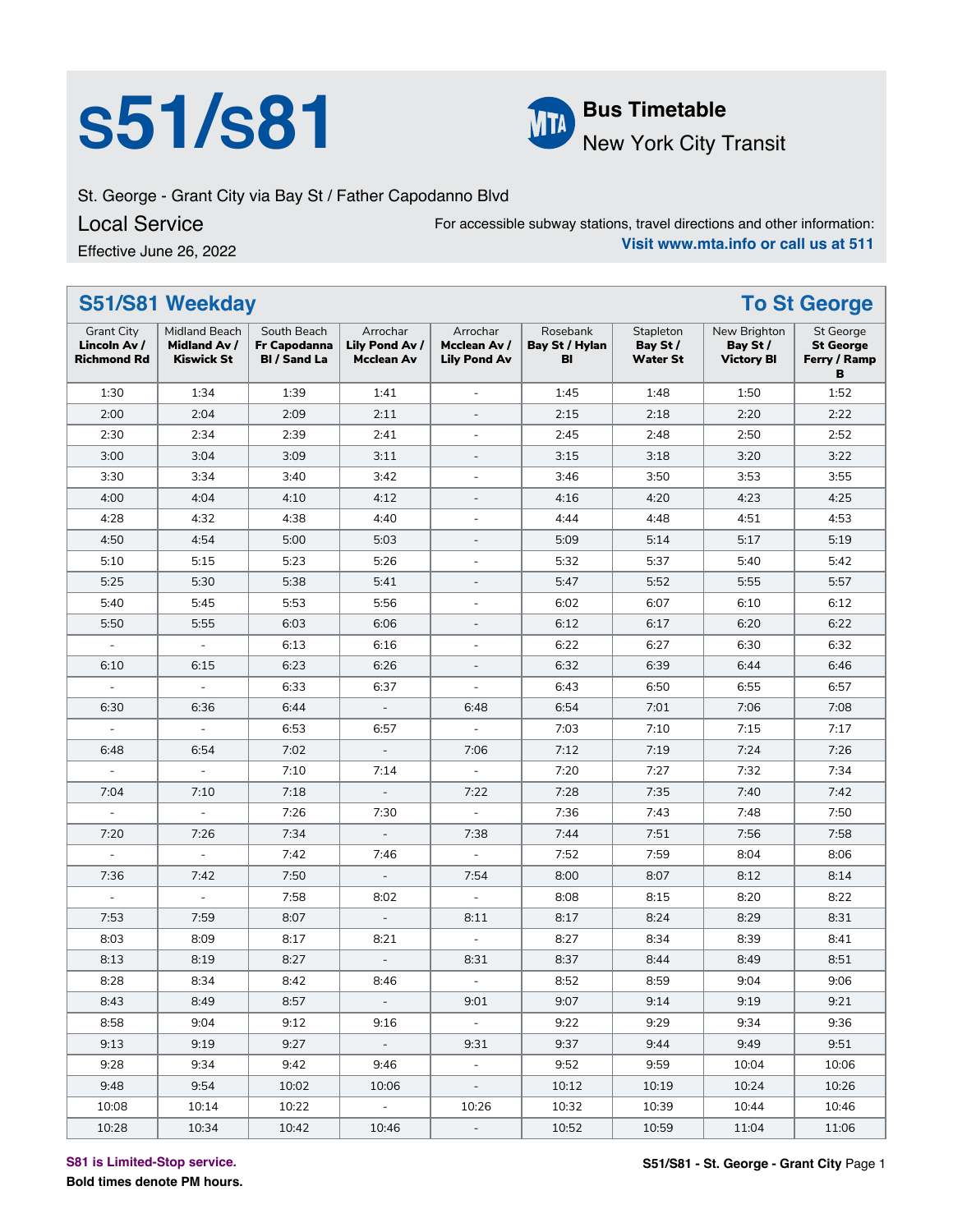# s51/s81

**Bus Timetable**
New York City Transit

St. George - Grant City via Bay St / Father Capodanno Blvd

## Local Service

Effective June 26, 2022

For accessible subway stations, travel directions and other information:
**Visit www.mta.info or call us at 511**

## S51/S81 Weekday — To St George

| Grant City **Lincoln Av / Richmond Rd** | Midland Beach **Midland Av / Kiswick St** | South Beach **Fr Capodanna Bl / Sand La** | Arrochar **Lily Pond Av / Mcclean Av** | Arrochar **Mcclean Av / Lily Pond Av** | Rosebank **Bay St / Hylan Bl** | Stapleton **Bay St / Water St** | New Brighton **Bay St / Victory Bl** | St George **St George Ferry / Ramp B** |
|---|---|---|---|---|---|---|---|---|
| 1:30 | 1:34 | 1:39 | 1:41 | - | 1:45 | 1:48 | 1:50 | 1:52 |
| 2:00 | 2:04 | 2:09 | 2:11 | - | 2:15 | 2:18 | 2:20 | 2:22 |
| 2:30 | 2:34 | 2:39 | 2:41 | - | 2:45 | 2:48 | 2:50 | 2:52 |
| 3:00 | 3:04 | 3:09 | 3:11 | - | 3:15 | 3:18 | 3:20 | 3:22 |
| 3:30 | 3:34 | 3:40 | 3:42 | - | 3:46 | 3:50 | 3:53 | 3:55 |
| 4:00 | 4:04 | 4:10 | 4:12 | - | 4:16 | 4:20 | 4:23 | 4:25 |
| 4:28 | 4:32 | 4:38 | 4:40 | - | 4:44 | 4:48 | 4:51 | 4:53 |
| 4:50 | 4:54 | 5:00 | 5:03 | - | 5:09 | 5:14 | 5:17 | 5:19 |
| 5:10 | 5:15 | 5:23 | 5:26 | - | 5:32 | 5:37 | 5:40 | 5:42 |
| 5:25 | 5:30 | 5:38 | 5:41 | - | 5:47 | 5:52 | 5:55 | 5:57 |
| 5:40 | 5:45 | 5:53 | 5:56 | - | 6:02 | 6:07 | 6:10 | 6:12 |
| 5:50 | 5:55 | 6:03 | 6:06 | - | 6:12 | 6:17 | 6:20 | 6:22 |
| - | - | 6:13 | 6:16 | - | 6:22 | 6:27 | 6:30 | 6:32 |
| 6:10 | 6:15 | 6:23 | 6:26 | - | 6:32 | 6:39 | 6:44 | 6:46 |
| - | - | 6:33 | 6:37 | - | 6:43 | 6:50 | 6:55 | 6:57 |
| 6:30 | 6:36 | 6:44 | - | 6:48 | 6:54 | 7:01 | 7:06 | 7:08 |
| - | - | 6:53 | 6:57 | - | 7:03 | 7:10 | 7:15 | 7:17 |
| 6:48 | 6:54 | 7:02 | - | 7:06 | 7:12 | 7:19 | 7:24 | 7:26 |
| - | - | 7:10 | 7:14 | - | 7:20 | 7:27 | 7:32 | 7:34 |
| 7:04 | 7:10 | 7:18 | - | 7:22 | 7:28 | 7:35 | 7:40 | 7:42 |
| - | - | 7:26 | 7:30 | - | 7:36 | 7:43 | 7:48 | 7:50 |
| 7:20 | 7:26 | 7:34 | - | 7:38 | 7:44 | 7:51 | 7:56 | 7:58 |
| - | - | 7:42 | 7:46 | - | 7:52 | 7:59 | 8:04 | 8:06 |
| 7:36 | 7:42 | 7:50 | - | 7:54 | 8:00 | 8:07 | 8:12 | 8:14 |
| - | - | 7:58 | 8:02 | - | 8:08 | 8:15 | 8:20 | 8:22 |
| 7:53 | 7:59 | 8:07 | - | 8:11 | 8:17 | 8:24 | 8:29 | 8:31 |
| 8:03 | 8:09 | 8:17 | 8:21 | - | 8:27 | 8:34 | 8:39 | 8:41 |
| 8:13 | 8:19 | 8:27 | - | 8:31 | 8:37 | 8:44 | 8:49 | 8:51 |
| 8:28 | 8:34 | 8:42 | 8:46 | - | 8:52 | 8:59 | 9:04 | 9:06 |
| 8:43 | 8:49 | 8:57 | - | 9:01 | 9:07 | 9:14 | 9:19 | 9:21 |
| 8:58 | 9:04 | 9:12 | 9:16 | - | 9:22 | 9:29 | 9:34 | 9:36 |
| 9:13 | 9:19 | 9:27 | - | 9:31 | 9:37 | 9:44 | 9:49 | 9:51 |
| 9:28 | 9:34 | 9:42 | 9:46 | - | 9:52 | 9:59 | 10:04 | 10:06 |
| 9:48 | 9:54 | 10:02 | 10:06 | - | 10:12 | 10:19 | 10:24 | 10:26 |
| 10:08 | 10:14 | 10:22 | - | 10:26 | 10:32 | 10:39 | 10:44 | 10:46 |
| 10:28 | 10:34 | 10:42 | 10:46 | - | 10:52 | 10:59 | 11:04 | 11:06 |

S81 is Limited-Stop service.

**Bold times denote PM hours.**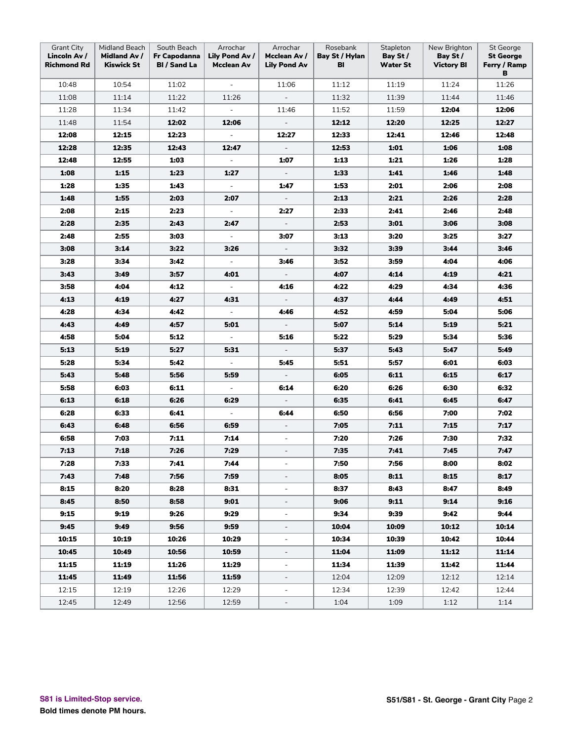| Grant City **Lincoln Av / Richmond Rd** | Midland Beach **Midland Av / Kiswick St** | South Beach **Fr Capodanna Bl / Sand La** | Arrochar **Lily Pond Av / Mcclean Av** | Arrochar **Mcclean Av / Lily Pond Av** | Rosebank **Bay St / Hylan Bl** | Stapleton **Bay St / Water St** | New Brighton **Bay St / Victory Bl** | St George **St George Ferry / Ramp B** |
|---|---|---|---|---|---|---|---|---|
| 10:48 | 10:54 | 11:02 | - | 11:06 | 11:12 | 11:19 | 11:24 | 11:26 |
| 11:08 | 11:14 | 11:22 | 11:26 | - | 11:32 | 11:39 | 11:44 | 11:46 |
| 11:28 | 11:34 | 11:42 | - | 11:46 | 11:52 | 11:59 | **12:04** | **12:06** |
| 11:48 | 11:54 | **12:02** | **12:06** | - | **12:12** | **12:20** | **12:25** | **12:27** |
| **12:08** | **12:15** | **12:23** | - | **12:27** | **12:33** | **12:41** | **12:46** | **12:48** |
| **12:28** | **12:35** | **12:43** | **12:47** | - | **12:53** | **1:01** | **1:06** | **1:08** |
| **12:48** | **12:55** | **1:03** | - | **1:07** | **1:13** | **1:21** | **1:26** | **1:28** |
| **1:08** | **1:15** | **1:23** | **1:27** | - | **1:33** | **1:41** | **1:46** | **1:48** |
| **1:28** | **1:35** | **1:43** | - | **1:47** | **1:53** | **2:01** | **2:06** | **2:08** |
| **1:48** | **1:55** | **2:03** | **2:07** | - | **2:13** | **2:21** | **2:26** | **2:28** |
| **2:08** | **2:15** | **2:23** | - | **2:27** | **2:33** | **2:41** | **2:46** | **2:48** |
| **2:28** | **2:35** | **2:43** | **2:47** | - | **2:53** | **3:01** | **3:06** | **3:08** |
| **2:48** | **2:55** | **3:03** | - | **3:07** | **3:13** | **3:20** | **3:25** | **3:27** |
| **3:08** | **3:14** | **3:22** | **3:26** | - | **3:32** | **3:39** | **3:44** | **3:46** |
| **3:28** | **3:34** | **3:42** | - | **3:46** | **3:52** | **3:59** | **4:04** | **4:06** |
| **3:43** | **3:49** | **3:57** | **4:01** | - | **4:07** | **4:14** | **4:19** | **4:21** |
| **3:58** | **4:04** | **4:12** | - | **4:16** | **4:22** | **4:29** | **4:34** | **4:36** |
| **4:13** | **4:19** | **4:27** | **4:31** | - | **4:37** | **4:44** | **4:49** | **4:51** |
| **4:28** | **4:34** | **4:42** | - | **4:46** | **4:52** | **4:59** | **5:04** | **5:06** |
| **4:43** | **4:49** | **4:57** | **5:01** | - | **5:07** | **5:14** | **5:19** | **5:21** |
| **4:58** | **5:04** | **5:12** | - | **5:16** | **5:22** | **5:29** | **5:34** | **5:36** |
| **5:13** | **5:19** | **5:27** | **5:31** | - | **5:37** | **5:43** | **5:47** | **5:49** |
| **5:28** | **5:34** | **5:42** | - | **5:45** | **5:51** | **5:57** | **6:01** | **6:03** |
| **5:43** | **5:48** | **5:56** | **5:59** | - | **6:05** | **6:11** | **6:15** | **6:17** |
| **5:58** | **6:03** | **6:11** | - | **6:14** | **6:20** | **6:26** | **6:30** | **6:32** |
| **6:13** | **6:18** | **6:26** | **6:29** | - | **6:35** | **6:41** | **6:45** | **6:47** |
| **6:28** | **6:33** | **6:41** | - | **6:44** | **6:50** | **6:56** | **7:00** | **7:02** |
| **6:43** | **6:48** | **6:56** | **6:59** | - | **7:05** | **7:11** | **7:15** | **7:17** |
| **6:58** | **7:03** | **7:11** | **7:14** | - | **7:20** | **7:26** | **7:30** | **7:32** |
| **7:13** | **7:18** | **7:26** | **7:29** | - | **7:35** | **7:41** | **7:45** | **7:47** |
| **7:28** | **7:33** | **7:41** | **7:44** | - | **7:50** | **7:56** | **8:00** | **8:02** |
| **7:43** | **7:48** | **7:56** | **7:59** | - | **8:05** | **8:11** | **8:15** | **8:17** |
| **8:15** | **8:20** | **8:28** | **8:31** | - | **8:37** | **8:43** | **8:47** | **8:49** |
| **8:45** | **8:50** | **8:58** | **9:01** | - | **9:06** | **9:11** | **9:14** | **9:16** |
| **9:15** | **9:19** | **9:26** | **9:29** | - | **9:34** | **9:39** | **9:42** | **9:44** |
| **9:45** | **9:49** | **9:56** | **9:59** | - | **10:04** | **10:09** | **10:12** | **10:14** |
| **10:15** | **10:19** | **10:26** | **10:29** | - | **10:34** | **10:39** | **10:42** | **10:44** |
| **10:45** | **10:49** | **10:56** | **10:59** | - | **11:04** | **11:09** | **11:12** | **11:14** |
| **11:15** | **11:19** | **11:26** | **11:29** | - | **11:34** | **11:39** | **11:42** | **11:44** |
| **11:45** | **11:49** | **11:56** | **11:59** | - | 12:04 | 12:09 | 12:12 | 12:14 |
| 12:15 | 12:19 | 12:26 | 12:29 | - | 12:34 | 12:39 | 12:42 | 12:44 |
| 12:45 | 12:49 | 12:56 | 12:59 | - | 1:04 | 1:09 | 1:12 | 1:14 |

**S81 is Limited-Stop service.**

**Bold times denote PM hours.**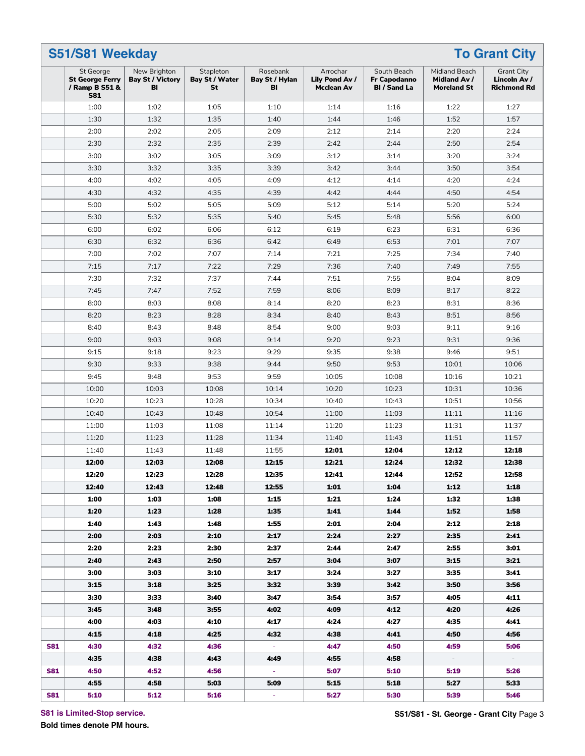## S51/S81 Weekday — To Grant City

| | St George St George Ferry / Ramp B S51 & S81 | New Brighton Bay St / Victory Bl | Stapleton Bay St / Water St | Rosebank Bay St / Hylan Bl | Arrochar Lily Pond Av / Mcclean Av | South Beach Fr Capodanno Bl / Sand La | Midland Beach Midland Av / Moreland St | Grant City Lincoln Av / Richmond Rd |
|---|---|---|---|---|---|---|---|---|
| | 1:00 | 1:02 | 1:05 | 1:10 | 1:14 | 1:16 | 1:22 | 1:27 |
| | 1:30 | 1:32 | 1:35 | 1:40 | 1:44 | 1:46 | 1:52 | 1:57 |
| | 2:00 | 2:02 | 2:05 | 2:09 | 2:12 | 2:14 | 2:20 | 2:24 |
| | 2:30 | 2:32 | 2:35 | 2:39 | 2:42 | 2:44 | 2:50 | 2:54 |
| | 3:00 | 3:02 | 3:05 | 3:09 | 3:12 | 3:14 | 3:20 | 3:24 |
| | 3:30 | 3:32 | 3:35 | 3:39 | 3:42 | 3:44 | 3:50 | 3:54 |
| | 4:00 | 4:02 | 4:05 | 4:09 | 4:12 | 4:14 | 4:20 | 4:24 |
| | 4:30 | 4:32 | 4:35 | 4:39 | 4:42 | 4:44 | 4:50 | 4:54 |
| | 5:00 | 5:02 | 5:05 | 5:09 | 5:12 | 5:14 | 5:20 | 5:24 |
| | 5:30 | 5:32 | 5:35 | 5:40 | 5:45 | 5:48 | 5:56 | 6:00 |
| | 6:00 | 6:02 | 6:06 | 6:12 | 6:19 | 6:23 | 6:31 | 6:36 |
| | 6:30 | 6:32 | 6:36 | 6:42 | 6:49 | 6:53 | 7:01 | 7:07 |
| | 7:00 | 7:02 | 7:07 | 7:14 | 7:21 | 7:25 | 7:34 | 7:40 |
| | 7:15 | 7:17 | 7:22 | 7:29 | 7:36 | 7:40 | 7:49 | 7:55 |
| | 7:30 | 7:32 | 7:37 | 7:44 | 7:51 | 7:55 | 8:04 | 8:09 |
| | 7:45 | 7:47 | 7:52 | 7:59 | 8:06 | 8:09 | 8:17 | 8:22 |
| | 8:00 | 8:03 | 8:08 | 8:14 | 8:20 | 8:23 | 8:31 | 8:36 |
| | 8:20 | 8:23 | 8:28 | 8:34 | 8:40 | 8:43 | 8:51 | 8:56 |
| | 8:40 | 8:43 | 8:48 | 8:54 | 9:00 | 9:03 | 9:11 | 9:16 |
| | 9:00 | 9:03 | 9:08 | 9:14 | 9:20 | 9:23 | 9:31 | 9:36 |
| | 9:15 | 9:18 | 9:23 | 9:29 | 9:35 | 9:38 | 9:46 | 9:51 |
| | 9:30 | 9:33 | 9:38 | 9:44 | 9:50 | 9:53 | 10:01 | 10:06 |
| | 9:45 | 9:48 | 9:53 | 9:59 | 10:05 | 10:08 | 10:16 | 10:21 |
| | 10:00 | 10:03 | 10:08 | 10:14 | 10:20 | 10:23 | 10:31 | 10:36 |
| | 10:20 | 10:23 | 10:28 | 10:34 | 10:40 | 10:43 | 10:51 | 10:56 |
| | 10:40 | 10:43 | 10:48 | 10:54 | 11:00 | 11:03 | 11:11 | 11:16 |
| | 11:00 | 11:03 | 11:08 | 11:14 | 11:20 | 11:23 | 11:31 | 11:37 |
| | 11:20 | 11:23 | 11:28 | 11:34 | 11:40 | 11:43 | 11:51 | 11:57 |
| | 11:40 | 11:43 | 11:48 | 11:55 | **12:01** | **12:04** | **12:12** | **12:18** |
| | **12:00** | **12:03** | **12:08** | **12:15** | **12:21** | **12:24** | **12:32** | **12:38** |
| | **12:20** | **12:23** | **12:28** | **12:35** | **12:41** | **12:44** | **12:52** | **12:58** |
| | **12:40** | **12:43** | **12:48** | **12:55** | **1:01** | **1:04** | **1:12** | **1:18** |
| | **1:00** | **1:03** | **1:08** | **1:15** | **1:21** | **1:24** | **1:32** | **1:38** |
| | **1:20** | **1:23** | **1:28** | **1:35** | **1:41** | **1:44** | **1:52** | **1:58** |
| | **1:40** | **1:43** | **1:48** | **1:55** | **2:01** | **2:04** | **2:12** | **2:18** |
| | **2:00** | **2:03** | **2:10** | **2:17** | **2:24** | **2:27** | **2:35** | **2:41** |
| | **2:20** | **2:23** | **2:30** | **2:37** | **2:44** | **2:47** | **2:55** | **3:01** |
| | **2:40** | **2:43** | **2:50** | **2:57** | **3:04** | **3:07** | **3:15** | **3:21** |
| | **3:00** | **3:03** | **3:10** | **3:17** | **3:24** | **3:27** | **3:35** | **3:41** |
| | **3:15** | **3:18** | **3:25** | **3:32** | **3:39** | **3:42** | **3:50** | **3:56** |
| | **3:30** | **3:33** | **3:40** | **3:47** | **3:54** | **3:57** | **4:05** | **4:11** |
| | **3:45** | **3:48** | **3:55** | **4:02** | **4:09** | **4:12** | **4:20** | **4:26** |
| | **4:00** | **4:03** | **4:10** | **4:17** | **4:24** | **4:27** | **4:35** | **4:41** |
| | **4:15** | **4:18** | **4:25** | **4:32** | **4:38** | **4:41** | **4:50** | **4:56** |
| S81 | **4:30** | **4:32** | **4:36** | - | **4:47** | **4:50** | **4:59** | **5:06** |
| | **4:35** | **4:38** | **4:43** | **4:49** | **4:55** | **4:58** | - | - |
| S81 | **4:50** | **4:52** | **4:56** | - | **5:07** | **5:10** | **5:19** | **5:26** |
| | **4:55** | **4:58** | **5:03** | **5:09** | **5:15** | **5:18** | **5:27** | **5:33** |
| S81 | **5:10** | **5:12** | **5:16** | - | **5:27** | **5:30** | **5:39** | **5:46** |

S81 is Limited-Stop service.

**Bold times denote PM hours.**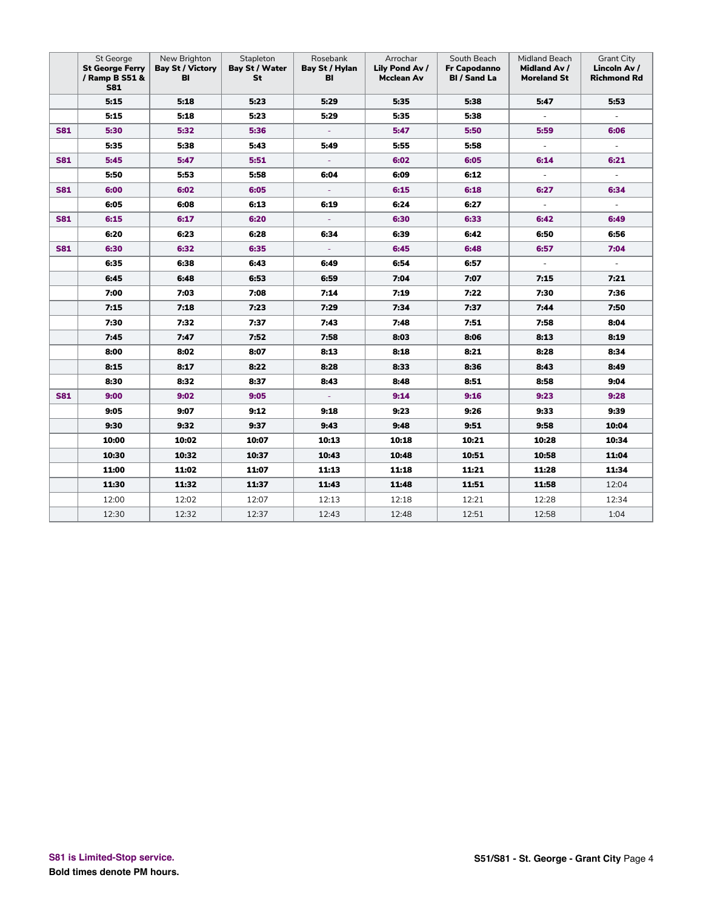| | St George **St George Ferry / Ramp B S51 & S81** | New Brighton **Bay St / Victory Bl** | Stapleton **Bay St / Water St** | Rosebank **Bay St / Hylan Bl** | Arrochar **Lily Pond Av / Mcclean Av** | South Beach **Fr Capodanno Bl / Sand La** | Midland Beach **Midland Av / Moreland St** | Grant City **Lincoln Av / Richmond Rd** |
|---|---|---|---|---|---|---|---|---|
| | **5:15** | **5:18** | **5:23** | **5:29** | **5:35** | **5:38** | **5:47** | **5:53** |
| | **5:15** | **5:18** | **5:23** | **5:29** | **5:35** | **5:38** | - | - |
| **S81** | **5:30** | **5:32** | **5:36** | - | **5:47** | **5:50** | **5:59** | **6:06** |
| | **5:35** | **5:38** | **5:43** | **5:49** | **5:55** | **5:58** | - | - |
| **S81** | **5:45** | **5:47** | **5:51** | - | **6:02** | **6:05** | **6:14** | **6:21** |
| | **5:50** | **5:53** | **5:58** | **6:04** | **6:09** | **6:12** | - | - |
| **S81** | **6:00** | **6:02** | **6:05** | - | **6:15** | **6:18** | **6:27** | **6:34** |
| | **6:05** | **6:08** | **6:13** | **6:19** | **6:24** | **6:27** | - | - |
| **S81** | **6:15** | **6:17** | **6:20** | - | **6:30** | **6:33** | **6:42** | **6:49** |
| | **6:20** | **6:23** | **6:28** | **6:34** | **6:39** | **6:42** | **6:50** | **6:56** |
| **S81** | **6:30** | **6:32** | **6:35** | - | **6:45** | **6:48** | **6:57** | **7:04** |
| | **6:35** | **6:38** | **6:43** | **6:49** | **6:54** | **6:57** | - | - |
| | **6:45** | **6:48** | **6:53** | **6:59** | **7:04** | **7:07** | **7:15** | **7:21** |
| | **7:00** | **7:03** | **7:08** | **7:14** | **7:19** | **7:22** | **7:30** | **7:36** |
| | **7:15** | **7:18** | **7:23** | **7:29** | **7:34** | **7:37** | **7:44** | **7:50** |
| | **7:30** | **7:32** | **7:37** | **7:43** | **7:48** | **7:51** | **7:58** | **8:04** |
| | **7:45** | **7:47** | **7:52** | **7:58** | **8:03** | **8:06** | **8:13** | **8:19** |
| | **8:00** | **8:02** | **8:07** | **8:13** | **8:18** | **8:21** | **8:28** | **8:34** |
| | **8:15** | **8:17** | **8:22** | **8:28** | **8:33** | **8:36** | **8:43** | **8:49** |
| | **8:30** | **8:32** | **8:37** | **8:43** | **8:48** | **8:51** | **8:58** | **9:04** |
| **S81** | **9:00** | **9:02** | **9:05** | - | **9:14** | **9:16** | **9:23** | **9:28** |
| | **9:05** | **9:07** | **9:12** | **9:18** | **9:23** | **9:26** | **9:33** | **9:39** |
| | **9:30** | **9:32** | **9:37** | **9:43** | **9:48** | **9:51** | **9:58** | **10:04** |
| | **10:00** | **10:02** | **10:07** | **10:13** | **10:18** | **10:21** | **10:28** | **10:34** |
| | **10:30** | **10:32** | **10:37** | **10:43** | **10:48** | **10:51** | **10:58** | **11:04** |
| | **11:00** | **11:02** | **11:07** | **11:13** | **11:18** | **11:21** | **11:28** | **11:34** |
| | **11:30** | **11:32** | **11:37** | **11:43** | **11:48** | **11:51** | **11:58** | 12:04 |
| | 12:00 | 12:02 | 12:07 | 12:13 | 12:18 | 12:21 | 12:28 | 12:34 |
| | 12:30 | 12:32 | 12:37 | 12:43 | 12:48 | 12:51 | 12:58 | 1:04 |

**S81 is Limited-Stop service.**

**Bold times denote PM hours.**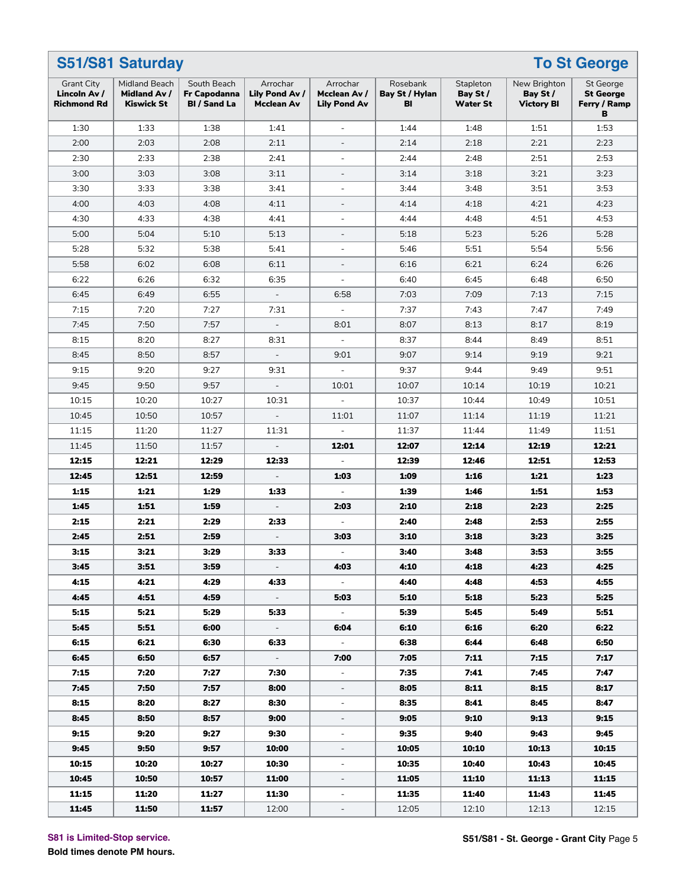## S51/S81 Saturday — To St George

| Grant City **Lincoln Av / Richmond Rd** | Midland Beach **Midland Av / Kiswick St** | South Beach **Fr Capodanna Bl / Sand La** | Arrochar **Lily Pond Av / Mcclean Av** | Arrochar **Mcclean Av / Lily Pond Av** | Rosebank **Bay St / Hylan Bl** | Stapleton **Bay St / Water St** | New Brighton **Bay St / Victory Bl** | St George **St George Ferry / Ramp B** |
|---|---|---|---|---|---|---|---|---|
| 1:30 | 1:33 | 1:38 | 1:41 | - | 1:44 | 1:48 | 1:51 | 1:53 |
| 2:00 | 2:03 | 2:08 | 2:11 | - | 2:14 | 2:18 | 2:21 | 2:23 |
| 2:30 | 2:33 | 2:38 | 2:41 | - | 2:44 | 2:48 | 2:51 | 2:53 |
| 3:00 | 3:03 | 3:08 | 3:11 | - | 3:14 | 3:18 | 3:21 | 3:23 |
| 3:30 | 3:33 | 3:38 | 3:41 | - | 3:44 | 3:48 | 3:51 | 3:53 |
| 4:00 | 4:03 | 4:08 | 4:11 | - | 4:14 | 4:18 | 4:21 | 4:23 |
| 4:30 | 4:33 | 4:38 | 4:41 | - | 4:44 | 4:48 | 4:51 | 4:53 |
| 5:00 | 5:04 | 5:10 | 5:13 | - | 5:18 | 5:23 | 5:26 | 5:28 |
| 5:28 | 5:32 | 5:38 | 5:41 | - | 5:46 | 5:51 | 5:54 | 5:56 |
| 5:58 | 6:02 | 6:08 | 6:11 | - | 6:16 | 6:21 | 6:24 | 6:26 |
| 6:22 | 6:26 | 6:32 | 6:35 | - | 6:40 | 6:45 | 6:48 | 6:50 |
| 6:45 | 6:49 | 6:55 | - | 6:58 | 7:03 | 7:09 | 7:13 | 7:15 |
| 7:15 | 7:20 | 7:27 | 7:31 | - | 7:37 | 7:43 | 7:47 | 7:49 |
| 7:45 | 7:50 | 7:57 | - | 8:01 | 8:07 | 8:13 | 8:17 | 8:19 |
| 8:15 | 8:20 | 8:27 | 8:31 | - | 8:37 | 8:44 | 8:49 | 8:51 |
| 8:45 | 8:50 | 8:57 | - | 9:01 | 9:07 | 9:14 | 9:19 | 9:21 |
| 9:15 | 9:20 | 9:27 | 9:31 | - | 9:37 | 9:44 | 9:49 | 9:51 |
| 9:45 | 9:50 | 9:57 | - | 10:01 | 10:07 | 10:14 | 10:19 | 10:21 |
| 10:15 | 10:20 | 10:27 | 10:31 | - | 10:37 | 10:44 | 10:49 | 10:51 |
| 10:45 | 10:50 | 10:57 | - | 11:01 | 11:07 | 11:14 | 11:19 | 11:21 |
| 11:15 | 11:20 | 11:27 | 11:31 | - | 11:37 | 11:44 | 11:49 | 11:51 |
| 11:45 | 11:50 | 11:57 | - | **12:01** | **12:07** | **12:14** | **12:19** | **12:21** |
| **12:15** | **12:21** | **12:29** | **12:33** | - | **12:39** | **12:46** | **12:51** | **12:53** |
| **12:45** | **12:51** | **12:59** | - | **1:03** | **1:09** | **1:16** | **1:21** | **1:23** |
| **1:15** | **1:21** | **1:29** | **1:33** | - | **1:39** | **1:46** | **1:51** | **1:53** |
| **1:45** | **1:51** | **1:59** | - | **2:03** | **2:10** | **2:18** | **2:23** | **2:25** |
| **2:15** | **2:21** | **2:29** | **2:33** | - | **2:40** | **2:48** | **2:53** | **2:55** |
| **2:45** | **2:51** | **2:59** | - | **3:03** | **3:10** | **3:18** | **3:23** | **3:25** |
| **3:15** | **3:21** | **3:29** | **3:33** | - | **3:40** | **3:48** | **3:53** | **3:55** |
| **3:45** | **3:51** | **3:59** | - | **4:03** | **4:10** | **4:18** | **4:23** | **4:25** |
| **4:15** | **4:21** | **4:29** | **4:33** | - | **4:40** | **4:48** | **4:53** | **4:55** |
| **4:45** | **4:51** | **4:59** | - | **5:03** | **5:10** | **5:18** | **5:23** | **5:25** |
| **5:15** | **5:21** | **5:29** | **5:33** | - | **5:39** | **5:45** | **5:49** | **5:51** |
| **5:45** | **5:51** | **6:00** | - | **6:04** | **6:10** | **6:16** | **6:20** | **6:22** |
| **6:15** | **6:21** | **6:30** | **6:33** | - | **6:38** | **6:44** | **6:48** | **6:50** |
| **6:45** | **6:50** | **6:57** | - | **7:00** | **7:05** | **7:11** | **7:15** | **7:17** |
| **7:15** | **7:20** | **7:27** | **7:30** | - | **7:35** | **7:41** | **7:45** | **7:47** |
| **7:45** | **7:50** | **7:57** | **8:00** | - | **8:05** | **8:11** | **8:15** | **8:17** |
| **8:15** | **8:20** | **8:27** | **8:30** | - | **8:35** | **8:41** | **8:45** | **8:47** |
| **8:45** | **8:50** | **8:57** | **9:00** | - | **9:05** | **9:10** | **9:13** | **9:15** |
| **9:15** | **9:20** | **9:27** | **9:30** | - | **9:35** | **9:40** | **9:43** | **9:45** |
| **9:45** | **9:50** | **9:57** | **10:00** | - | **10:05** | **10:10** | **10:13** | **10:15** |
| **10:15** | **10:20** | **10:27** | **10:30** | - | **10:35** | **10:40** | **10:43** | **10:45** |
| **10:45** | **10:50** | **10:57** | **11:00** | - | **11:05** | **11:10** | **11:13** | **11:15** |
| **11:15** | **11:20** | **11:27** | **11:30** | - | **11:35** | **11:40** | **11:43** | **11:45** |
| **11:45** | **11:50** | **11:57** | 12:00 | - | 12:05 | 12:10 | 12:13 | 12:15 |

**S81 is Limited-Stop service.**

**Bold times denote PM hours.**

**S51/S81 - St. George - Grant City**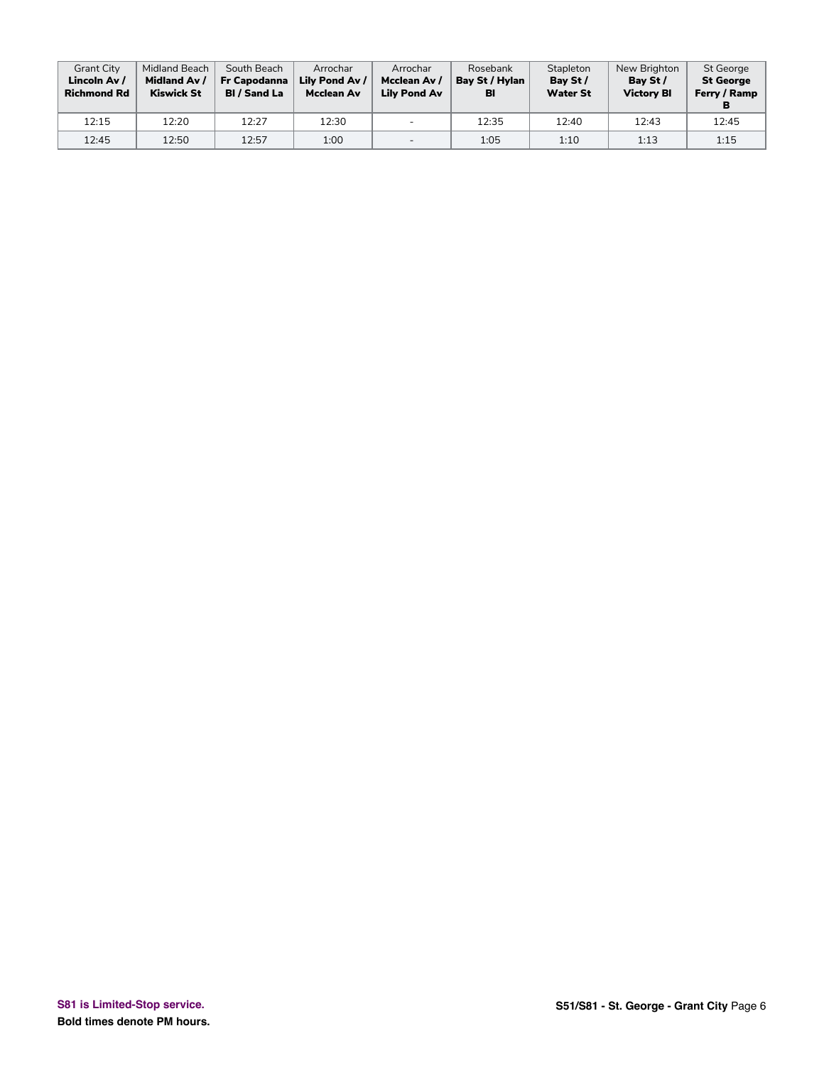| Grant City **Lincoln Av / Richmond Rd** | Midland Beach **Midland Av / Kiswick St** | South Beach **Fr Capodanna Bl / Sand La** | Arrochar **Lily Pond Av / Mcclean Av** | Arrochar **Mcclean Av / Lily Pond Av** | Rosebank **Bay St / Hylan Bl** | Stapleton **Bay St / Water St** | New Brighton **Bay St / Victory Bl** | St George **St George Ferry / Ramp B** |
|---|---|---|---|---|---|---|---|---|
| 12:15 | 12:20 | 12:27 | 12:30 | - | 12:35 | 12:40 | 12:43 | 12:45 |
| 12:45 | 12:50 | 12:57 | 1:00 | - | 1:05 | 1:10 | 1:13 | 1:15 |

S81 is Limited-Stop service.

**Bold times denote PM hours.**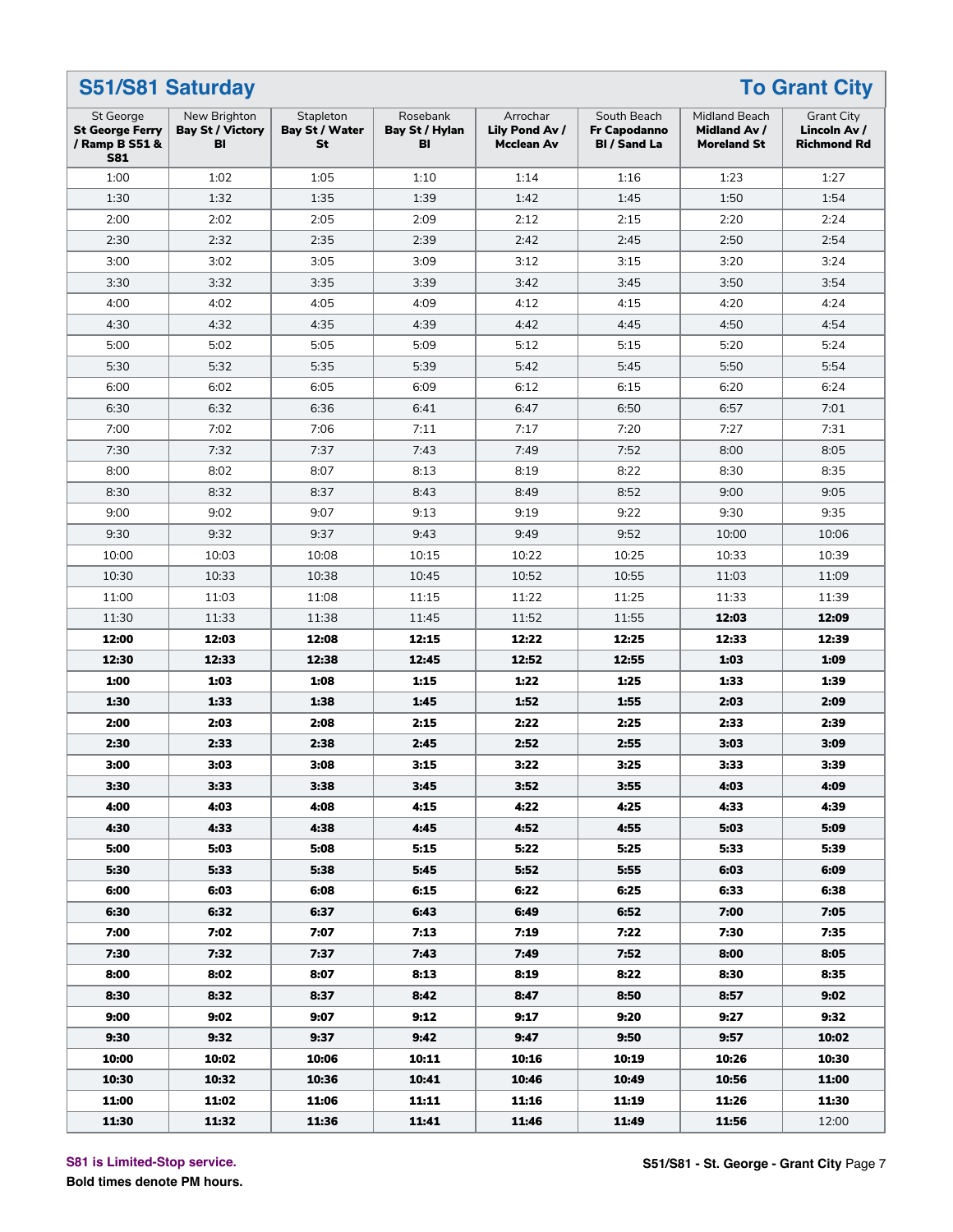## S51/S81 Saturday — To Grant City

| St George St George Ferry / Ramp B S51 & S81 | New Brighton Bay St / Victory Bl | Stapleton Bay St / Water St | Rosebank Bay St / Hylan Bl | Arrochar Lily Pond Av / Mcclean Av | South Beach Fr Capodanno Bl / Sand La | Midland Beach Midland Av / Moreland St | Grant City Lincoln Av / Richmond Rd |
|---|---|---|---|---|---|---|---|
| 1:00 | 1:02 | 1:05 | 1:10 | 1:14 | 1:16 | 1:23 | 1:27 |
| 1:30 | 1:32 | 1:35 | 1:39 | 1:42 | 1:45 | 1:50 | 1:54 |
| 2:00 | 2:02 | 2:05 | 2:09 | 2:12 | 2:15 | 2:20 | 2:24 |
| 2:30 | 2:32 | 2:35 | 2:39 | 2:42 | 2:45 | 2:50 | 2:54 |
| 3:00 | 3:02 | 3:05 | 3:09 | 3:12 | 3:15 | 3:20 | 3:24 |
| 3:30 | 3:32 | 3:35 | 3:39 | 3:42 | 3:45 | 3:50 | 3:54 |
| 4:00 | 4:02 | 4:05 | 4:09 | 4:12 | 4:15 | 4:20 | 4:24 |
| 4:30 | 4:32 | 4:35 | 4:39 | 4:42 | 4:45 | 4:50 | 4:54 |
| 5:00 | 5:02 | 5:05 | 5:09 | 5:12 | 5:15 | 5:20 | 5:24 |
| 5:30 | 5:32 | 5:35 | 5:39 | 5:42 | 5:45 | 5:50 | 5:54 |
| 6:00 | 6:02 | 6:05 | 6:09 | 6:12 | 6:15 | 6:20 | 6:24 |
| 6:30 | 6:32 | 6:36 | 6:41 | 6:47 | 6:50 | 6:57 | 7:01 |
| 7:00 | 7:02 | 7:06 | 7:11 | 7:17 | 7:20 | 7:27 | 7:31 |
| 7:30 | 7:32 | 7:37 | 7:43 | 7:49 | 7:52 | 8:00 | 8:05 |
| 8:00 | 8:02 | 8:07 | 8:13 | 8:19 | 8:22 | 8:30 | 8:35 |
| 8:30 | 8:32 | 8:37 | 8:43 | 8:49 | 8:52 | 9:00 | 9:05 |
| 9:00 | 9:02 | 9:07 | 9:13 | 9:19 | 9:22 | 9:30 | 9:35 |
| 9:30 | 9:32 | 9:37 | 9:43 | 9:49 | 9:52 | 10:00 | 10:06 |
| 10:00 | 10:03 | 10:08 | 10:15 | 10:22 | 10:25 | 10:33 | 10:39 |
| 10:30 | 10:33 | 10:38 | 10:45 | 10:52 | 10:55 | 11:03 | 11:09 |
| 11:00 | 11:03 | 11:08 | 11:15 | 11:22 | 11:25 | 11:33 | 11:39 |
| 11:30 | 11:33 | 11:38 | 11:45 | 11:52 | 11:55 | **12:03** | **12:09** |
| **12:00** | **12:03** | **12:08** | **12:15** | **12:22** | **12:25** | **12:33** | **12:39** |
| **12:30** | **12:33** | **12:38** | **12:45** | **12:52** | **12:55** | **1:03** | **1:09** |
| **1:00** | **1:03** | **1:08** | **1:15** | **1:22** | **1:25** | **1:33** | **1:39** |
| **1:30** | **1:33** | **1:38** | **1:45** | **1:52** | **1:55** | **2:03** | **2:09** |
| **2:00** | **2:03** | **2:08** | **2:15** | **2:22** | **2:25** | **2:33** | **2:39** |
| **2:30** | **2:33** | **2:38** | **2:45** | **2:52** | **2:55** | **3:03** | **3:09** |
| **3:00** | **3:03** | **3:08** | **3:15** | **3:22** | **3:25** | **3:33** | **3:39** |
| **3:30** | **3:33** | **3:38** | **3:45** | **3:52** | **3:55** | **4:03** | **4:09** |
| **4:00** | **4:03** | **4:08** | **4:15** | **4:22** | **4:25** | **4:33** | **4:39** |
| **4:30** | **4:33** | **4:38** | **4:45** | **4:52** | **4:55** | **5:03** | **5:09** |
| **5:00** | **5:03** | **5:08** | **5:15** | **5:22** | **5:25** | **5:33** | **5:39** |
| **5:30** | **5:33** | **5:38** | **5:45** | **5:52** | **5:55** | **6:03** | **6:09** |
| **6:00** | **6:03** | **6:08** | **6:15** | **6:22** | **6:25** | **6:33** | **6:38** |
| **6:30** | **6:32** | **6:37** | **6:43** | **6:49** | **6:52** | **7:00** | **7:05** |
| **7:00** | **7:02** | **7:07** | **7:13** | **7:19** | **7:22** | **7:30** | **7:35** |
| **7:30** | **7:32** | **7:37** | **7:43** | **7:49** | **7:52** | **8:00** | **8:05** |
| **8:00** | **8:02** | **8:07** | **8:13** | **8:19** | **8:22** | **8:30** | **8:35** |
| **8:30** | **8:32** | **8:37** | **8:42** | **8:47** | **8:50** | **8:57** | **9:02** |
| **9:00** | **9:02** | **9:07** | **9:12** | **9:17** | **9:20** | **9:27** | **9:32** |
| **9:30** | **9:32** | **9:37** | **9:42** | **9:47** | **9:50** | **9:57** | **10:02** |
| **10:00** | **10:02** | **10:06** | **10:11** | **10:16** | **10:19** | **10:26** | **10:30** |
| **10:30** | **10:32** | **10:36** | **10:41** | **10:46** | **10:49** | **10:56** | **11:00** |
| **11:00** | **11:02** | **11:06** | **11:11** | **11:16** | **11:19** | **11:26** | **11:30** |
| **11:30** | **11:32** | **11:36** | **11:41** | **11:46** | **11:49** | **11:56** | 12:00 |

**S81 is Limited-Stop service.**

**Bold times denote PM hours.**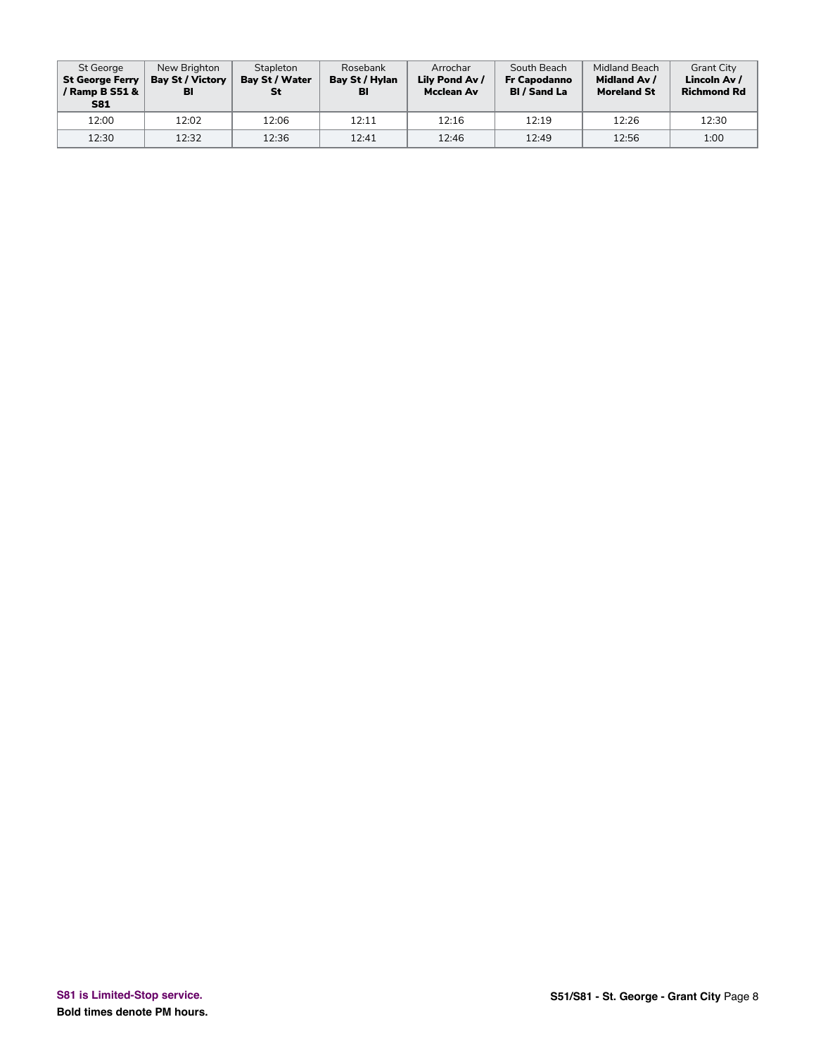| St George **St George Ferry / Ramp B S51 & S81** | New Brighton **Bay St / Victory Bl** | Stapleton **Bay St / Water St** | Rosebank **Bay St / Hylan Bl** | Arrochar **Lily Pond Av / Mcclean Av** | South Beach **Fr Capodanno Bl / Sand La** | Midland Beach **Midland Av / Moreland St** | Grant City **Lincoln Av / Richmond Rd** |
|---|---|---|---|---|---|---|---|
| 12:00 | 12:02 | 12:06 | 12:11 | 12:16 | 12:19 | 12:26 | 12:30 |
| 12:30 | 12:32 | 12:36 | 12:41 | 12:46 | 12:49 | 12:56 | 1:00 |

**S81 is Limited-Stop service.**

**Bold times denote PM hours.**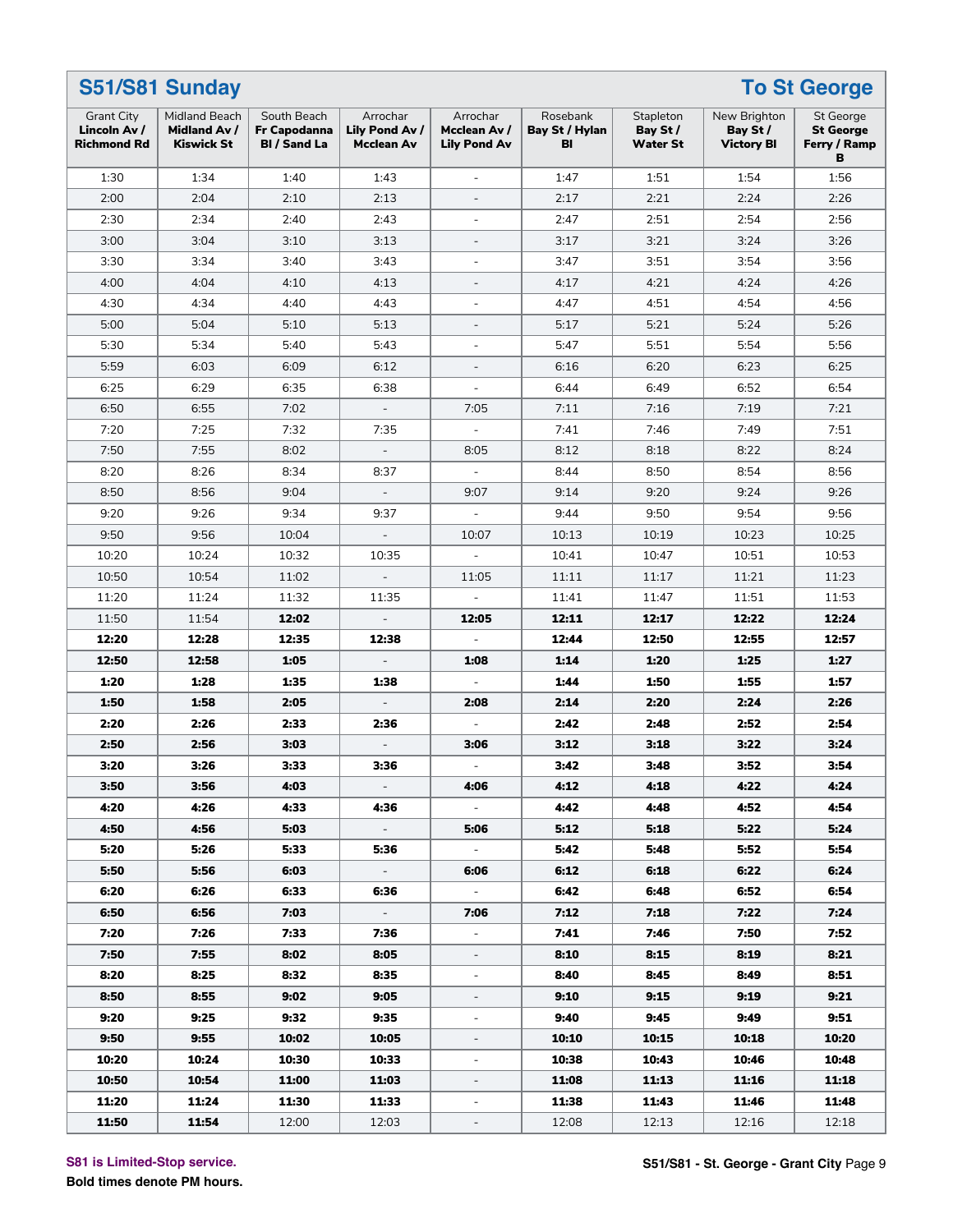## S51/S81 Sunday — To St George

| Grant City **Lincoln Av / Richmond Rd** | Midland Beach **Midland Av / Kiswick St** | South Beach **Fr Capodanna Bl / Sand La** | Arrochar **Lily Pond Av / Mcclean Av** | Arrochar **Mcclean Av / Lily Pond Av** | Rosebank **Bay St / Hylan Bl** | Stapleton **Bay St / Water St** | New Brighton **Bay St / Victory Bl** | St George **St George Ferry / Ramp B** |
|---|---|---|---|---|---|---|---|---|
| 1:30 | 1:34 | 1:40 | 1:43 | - | 1:47 | 1:51 | 1:54 | 1:56 |
| 2:00 | 2:04 | 2:10 | 2:13 | - | 2:17 | 2:21 | 2:24 | 2:26 |
| 2:30 | 2:34 | 2:40 | 2:43 | - | 2:47 | 2:51 | 2:54 | 2:56 |
| 3:00 | 3:04 | 3:10 | 3:13 | - | 3:17 | 3:21 | 3:24 | 3:26 |
| 3:30 | 3:34 | 3:40 | 3:43 | - | 3:47 | 3:51 | 3:54 | 3:56 |
| 4:00 | 4:04 | 4:10 | 4:13 | - | 4:17 | 4:21 | 4:24 | 4:26 |
| 4:30 | 4:34 | 4:40 | 4:43 | - | 4:47 | 4:51 | 4:54 | 4:56 |
| 5:00 | 5:04 | 5:10 | 5:13 | - | 5:17 | 5:21 | 5:24 | 5:26 |
| 5:30 | 5:34 | 5:40 | 5:43 | - | 5:47 | 5:51 | 5:54 | 5:56 |
| 5:59 | 6:03 | 6:09 | 6:12 | - | 6:16 | 6:20 | 6:23 | 6:25 |
| 6:25 | 6:29 | 6:35 | 6:38 | - | 6:44 | 6:49 | 6:52 | 6:54 |
| 6:50 | 6:55 | 7:02 | - | 7:05 | 7:11 | 7:16 | 7:19 | 7:21 |
| 7:20 | 7:25 | 7:32 | 7:35 | - | 7:41 | 7:46 | 7:49 | 7:51 |
| 7:50 | 7:55 | 8:02 | - | 8:05 | 8:12 | 8:18 | 8:22 | 8:24 |
| 8:20 | 8:26 | 8:34 | 8:37 | - | 8:44 | 8:50 | 8:54 | 8:56 |
| 8:50 | 8:56 | 9:04 | - | 9:07 | 9:14 | 9:20 | 9:24 | 9:26 |
| 9:20 | 9:26 | 9:34 | 9:37 | - | 9:44 | 9:50 | 9:54 | 9:56 |
| 9:50 | 9:56 | 10:04 | - | 10:07 | 10:13 | 10:19 | 10:23 | 10:25 |
| 10:20 | 10:24 | 10:32 | 10:35 | - | 10:41 | 10:47 | 10:51 | 10:53 |
| 10:50 | 10:54 | 11:02 | - | 11:05 | 11:11 | 11:17 | 11:21 | 11:23 |
| 11:20 | 11:24 | 11:32 | 11:35 | - | 11:41 | 11:47 | 11:51 | 11:53 |
| 11:50 | 11:54 | **12:02** | - | **12:05** | **12:11** | **12:17** | **12:22** | **12:24** |
| **12:20** | **12:28** | **12:35** | **12:38** | - | **12:44** | **12:50** | **12:55** | **12:57** |
| **12:50** | **12:58** | **1:05** | - | **1:08** | **1:14** | **1:20** | **1:25** | **1:27** |
| **1:20** | **1:28** | **1:35** | **1:38** | - | **1:44** | **1:50** | **1:55** | **1:57** |
| **1:50** | **1:58** | **2:05** | - | **2:08** | **2:14** | **2:20** | **2:24** | **2:26** |
| **2:20** | **2:26** | **2:33** | **2:36** | - | **2:42** | **2:48** | **2:52** | **2:54** |
| **2:50** | **2:56** | **3:03** | - | **3:06** | **3:12** | **3:18** | **3:22** | **3:24** |
| **3:20** | **3:26** | **3:33** | **3:36** | - | **3:42** | **3:48** | **3:52** | **3:54** |
| **3:50** | **3:56** | **4:03** | - | **4:06** | **4:12** | **4:18** | **4:22** | **4:24** |
| **4:20** | **4:26** | **4:33** | **4:36** | - | **4:42** | **4:48** | **4:52** | **4:54** |
| **4:50** | **4:56** | **5:03** | - | **5:06** | **5:12** | **5:18** | **5:22** | **5:24** |
| **5:20** | **5:26** | **5:33** | **5:36** | - | **5:42** | **5:48** | **5:52** | **5:54** |
| **5:50** | **5:56** | **6:03** | - | **6:06** | **6:12** | **6:18** | **6:22** | **6:24** |
| **6:20** | **6:26** | **6:33** | **6:36** | - | **6:42** | **6:48** | **6:52** | **6:54** |
| **6:50** | **6:56** | **7:03** | - | **7:06** | **7:12** | **7:18** | **7:22** | **7:24** |
| **7:20** | **7:26** | **7:33** | **7:36** | - | **7:41** | **7:46** | **7:50** | **7:52** |
| **7:50** | **7:55** | **8:02** | **8:05** | - | **8:10** | **8:15** | **8:19** | **8:21** |
| **8:20** | **8:25** | **8:32** | **8:35** | - | **8:40** | **8:45** | **8:49** | **8:51** |
| **8:50** | **8:55** | **9:02** | **9:05** | - | **9:10** | **9:15** | **9:19** | **9:21** |
| **9:20** | **9:25** | **9:32** | **9:35** | - | **9:40** | **9:45** | **9:49** | **9:51** |
| **9:50** | **9:55** | **10:02** | **10:05** | - | **10:10** | **10:15** | **10:18** | **10:20** |
| **10:20** | **10:24** | **10:30** | **10:33** | - | **10:38** | **10:43** | **10:46** | **10:48** |
| **10:50** | **10:54** | **11:00** | **11:03** | - | **11:08** | **11:13** | **11:16** | **11:18** |
| **11:20** | **11:24** | **11:30** | **11:33** | - | **11:38** | **11:43** | **11:46** | **11:48** |
| **11:50** | **11:54** | 12:00 | 12:03 | - | 12:08 | 12:13 | 12:16 | 12:18 |

**S81 is Limited-Stop service.**

**Bold times denote PM hours.**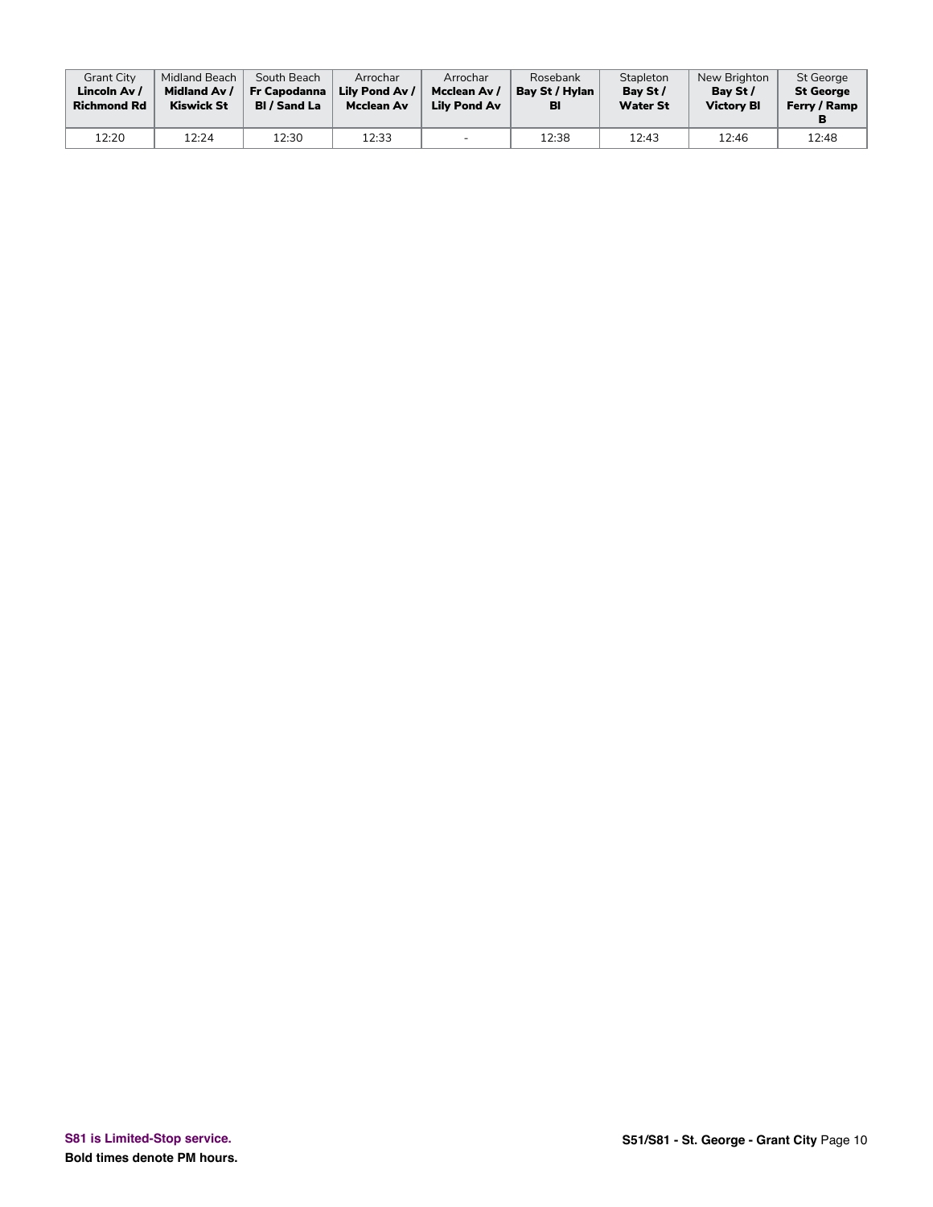| Grant City **Lincoln Av / Richmond Rd** | Midland Beach **Midland Av / Kiswick St** | South Beach **Fr Capodanna Bl / Sand La** | Arrochar **Lily Pond Av / Mcclean Av** | Arrochar **Mcclean Av / Lily Pond Av** | Rosebank **Bay St / Hylan Bl** | Stapleton **Bay St / Water St** | New Brighton **Bay St / Victory Bl** | St George **St George Ferry / Ramp B** |
|---|---|---|---|---|---|---|---|---|
| 12:20 | 12:24 | 12:30 | 12:33 | - | 12:38 | 12:43 | 12:46 | 12:48 |

**S81 is Limited-Stop service.**

**Bold times denote PM hours.**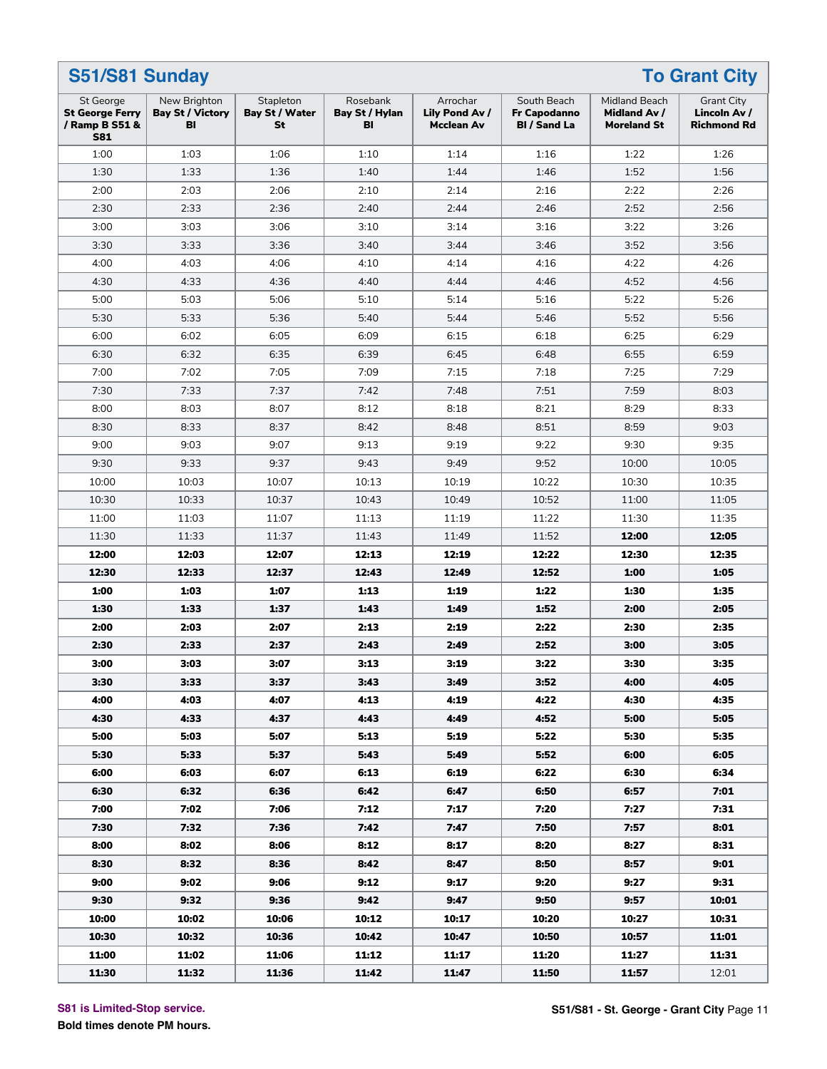## S51/S81 Sunday — To Grant City

| St George St George Ferry / Ramp B S51 & S81 | New Brighton Bay St / Victory Bl | Stapleton Bay St / Water St | Rosebank Bay St / Hylan Bl | Arrochar Lily Pond Av / Mcclean Av | South Beach Fr Capodanno Bl / Sand La | Midland Beach Midland Av / Moreland St | Grant City Lincoln Av / Richmond Rd |
|---|---|---|---|---|---|---|---|
| 1:00 | 1:03 | 1:06 | 1:10 | 1:14 | 1:16 | 1:22 | 1:26 |
| 1:30 | 1:33 | 1:36 | 1:40 | 1:44 | 1:46 | 1:52 | 1:56 |
| 2:00 | 2:03 | 2:06 | 2:10 | 2:14 | 2:16 | 2:22 | 2:26 |
| 2:30 | 2:33 | 2:36 | 2:40 | 2:44 | 2:46 | 2:52 | 2:56 |
| 3:00 | 3:03 | 3:06 | 3:10 | 3:14 | 3:16 | 3:22 | 3:26 |
| 3:30 | 3:33 | 3:36 | 3:40 | 3:44 | 3:46 | 3:52 | 3:56 |
| 4:00 | 4:03 | 4:06 | 4:10 | 4:14 | 4:16 | 4:22 | 4:26 |
| 4:30 | 4:33 | 4:36 | 4:40 | 4:44 | 4:46 | 4:52 | 4:56 |
| 5:00 | 5:03 | 5:06 | 5:10 | 5:14 | 5:16 | 5:22 | 5:26 |
| 5:30 | 5:33 | 5:36 | 5:40 | 5:44 | 5:46 | 5:52 | 5:56 |
| 6:00 | 6:02 | 6:05 | 6:09 | 6:15 | 6:18 | 6:25 | 6:29 |
| 6:30 | 6:32 | 6:35 | 6:39 | 6:45 | 6:48 | 6:55 | 6:59 |
| 7:00 | 7:02 | 7:05 | 7:09 | 7:15 | 7:18 | 7:25 | 7:29 |
| 7:30 | 7:33 | 7:37 | 7:42 | 7:48 | 7:51 | 7:59 | 8:03 |
| 8:00 | 8:03 | 8:07 | 8:12 | 8:18 | 8:21 | 8:29 | 8:33 |
| 8:30 | 8:33 | 8:37 | 8:42 | 8:48 | 8:51 | 8:59 | 9:03 |
| 9:00 | 9:03 | 9:07 | 9:13 | 9:19 | 9:22 | 9:30 | 9:35 |
| 9:30 | 9:33 | 9:37 | 9:43 | 9:49 | 9:52 | 10:00 | 10:05 |
| 10:00 | 10:03 | 10:07 | 10:13 | 10:19 | 10:22 | 10:30 | 10:35 |
| 10:30 | 10:33 | 10:37 | 10:43 | 10:49 | 10:52 | 11:00 | 11:05 |
| 11:00 | 11:03 | 11:07 | 11:13 | 11:19 | 11:22 | 11:30 | 11:35 |
| 11:30 | 11:33 | 11:37 | 11:43 | 11:49 | 11:52 | **12:00** | **12:05** |
| **12:00** | **12:03** | **12:07** | **12:13** | **12:19** | **12:22** | **12:30** | **12:35** |
| **12:30** | **12:33** | **12:37** | **12:43** | **12:49** | **12:52** | **1:00** | **1:05** |
| **1:00** | **1:03** | **1:07** | **1:13** | **1:19** | **1:22** | **1:30** | **1:35** |
| **1:30** | **1:33** | **1:37** | **1:43** | **1:49** | **1:52** | **2:00** | **2:05** |
| **2:00** | **2:03** | **2:07** | **2:13** | **2:19** | **2:22** | **2:30** | **2:35** |
| **2:30** | **2:33** | **2:37** | **2:43** | **2:49** | **2:52** | **3:00** | **3:05** |
| **3:00** | **3:03** | **3:07** | **3:13** | **3:19** | **3:22** | **3:30** | **3:35** |
| **3:30** | **3:33** | **3:37** | **3:43** | **3:49** | **3:52** | **4:00** | **4:05** |
| **4:00** | **4:03** | **4:07** | **4:13** | **4:19** | **4:22** | **4:30** | **4:35** |
| **4:30** | **4:33** | **4:37** | **4:43** | **4:49** | **4:52** | **5:00** | **5:05** |
| **5:00** | **5:03** | **5:07** | **5:13** | **5:19** | **5:22** | **5:30** | **5:35** |
| **5:30** | **5:33** | **5:37** | **5:43** | **5:49** | **5:52** | **6:00** | **6:05** |
| **6:00** | **6:03** | **6:07** | **6:13** | **6:19** | **6:22** | **6:30** | **6:34** |
| **6:30** | **6:32** | **6:36** | **6:42** | **6:47** | **6:50** | **6:57** | **7:01** |
| **7:00** | **7:02** | **7:06** | **7:12** | **7:17** | **7:20** | **7:27** | **7:31** |
| **7:30** | **7:32** | **7:36** | **7:42** | **7:47** | **7:50** | **7:57** | **8:01** |
| **8:00** | **8:02** | **8:06** | **8:12** | **8:17** | **8:20** | **8:27** | **8:31** |
| **8:30** | **8:32** | **8:36** | **8:42** | **8:47** | **8:50** | **8:57** | **9:01** |
| **9:00** | **9:02** | **9:06** | **9:12** | **9:17** | **9:20** | **9:27** | **9:31** |
| **9:30** | **9:32** | **9:36** | **9:42** | **9:47** | **9:50** | **9:57** | **10:01** |
| **10:00** | **10:02** | **10:06** | **10:12** | **10:17** | **10:20** | **10:27** | **10:31** |
| **10:30** | **10:32** | **10:36** | **10:42** | **10:47** | **10:50** | **10:57** | **11:01** |
| **11:00** | **11:02** | **11:06** | **11:12** | **11:17** | **11:20** | **11:27** | **11:31** |
| **11:30** | **11:32** | **11:36** | **11:42** | **11:47** | **11:50** | **11:57** | 12:01 |

S81 is Limited-Stop service.

**Bold times denote PM hours.**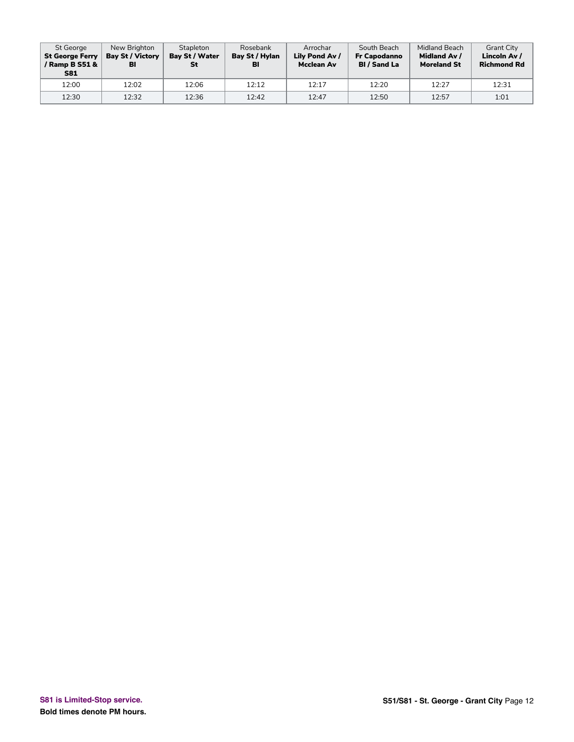| St George **St George Ferry / Ramp B S51 & S81** | New Brighton **Bay St / Victory Bl** | Stapleton **Bay St / Water St** | Rosebank **Bay St / Hylan Bl** | Arrochar **Lily Pond Av / Mcclean Av** | South Beach **Fr Capodanno Bl / Sand La** | Midland Beach **Midland Av / Moreland St** | Grant City **Lincoln Av / Richmond Rd** |
|---|---|---|---|---|---|---|---|
| 12:00 | 12:02 | 12:06 | 12:12 | 12:17 | 12:20 | 12:27 | 12:31 |
| 12:30 | 12:32 | 12:36 | 12:42 | 12:47 | 12:50 | 12:57 | 1:01 |

**S81 is Limited-Stop service.**

**Bold times denote PM hours.**

**S51/S81 - St. George - Grant City**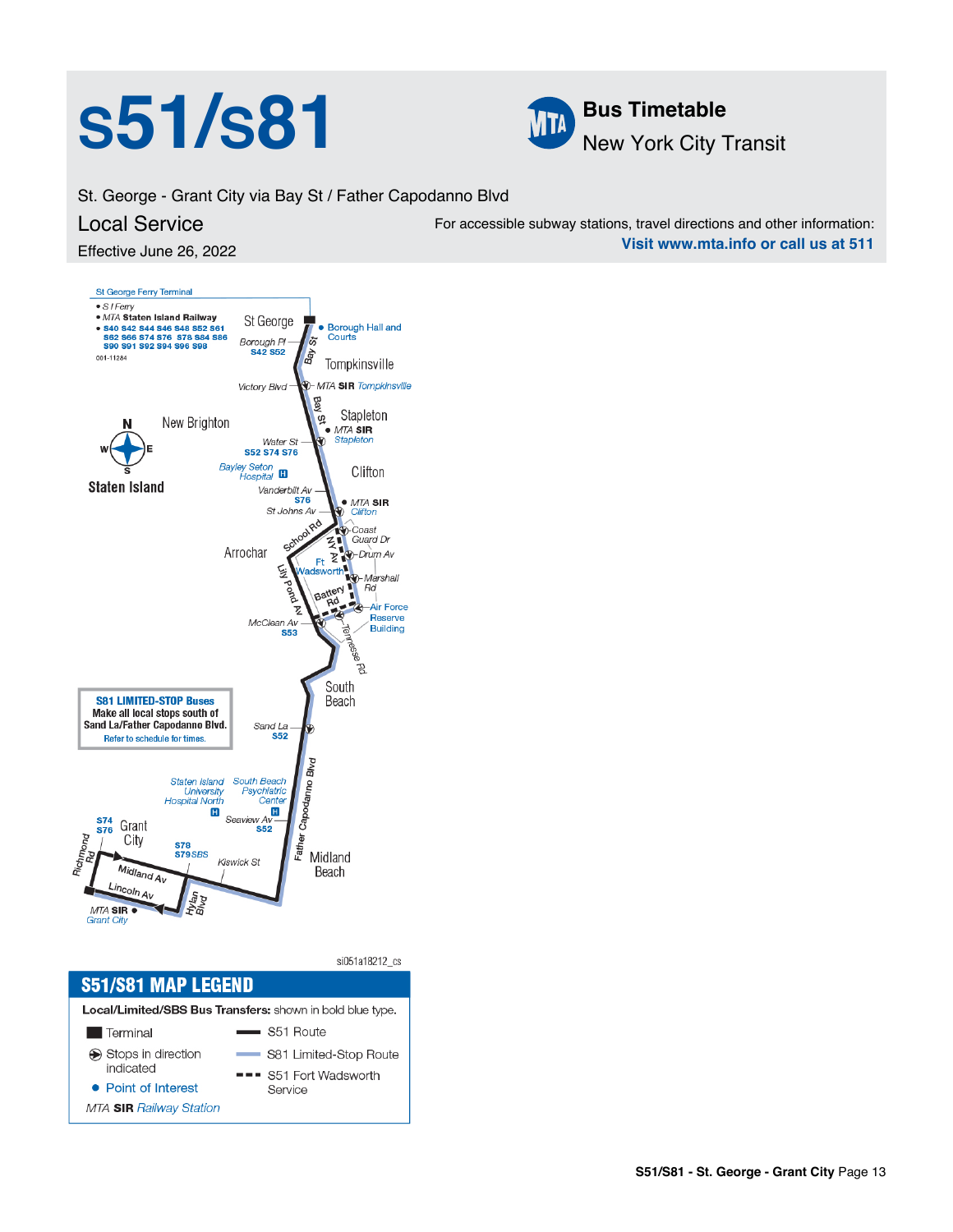# s51/s81

**Bus Timetable**
New York City Transit

St. George - Grant City via Bay St / Father Capodanno Blvd

## Local Service

Effective June 26, 2022

For accessible subway stations, travel directions and other information:
**Visit www.mta.info or call us at 511**

St George Ferry Terminal
- S I Ferry
- MTA Staten Island Railway
- S40 S42 S44 S46 S48 S52 S61 S62 S66 S74 S76 S78 S84 S86 S90 S91 S92 S94 S96 S98

001-11284

St George
Borough Pl — S42 S52
Borough Hall and Courts
Bay St
Tompkinsville
Victory Blvd
MTA SIR Tompkinsville
Stapleton
MTA SIR Stapleton
New Brighton
Water St — S52 S74 S76
Bayley Seton Hospital
Staten Island
Clifton
Vanderbilt Av — S76
St Johns Av
MTA SIR Clifton
School Rd
Coast Guard Dr
Arrochar
NY Av
Drum Av
Ft Wadsworth
Lily Pond Av
Marshall Rd
Battery Rd
Air Force Reserve Building
McClean Av — S53
Tennessee Rd
South Beach

**S81 LIMITED-STOP Buses**
Make all local stops south of Sand La/Father Capodanno Blvd.
Refer to schedule for times.

Sand La — S52
Father Capodanno Blvd
Staten Island University Hospital North
South Beach Psychiatric Center
Seaview Av — S52
S74 S76
Grant City
S78 S79SBS
Richmond Rd
Midland Av
Kiswick St
Midland Beach
Lincoln Av
Hylan Blvd
MTA SIR Grant City

si051a18212_cs

## S51/S81 MAP LEGEND

**Local/Limited/SBS Bus Transfers:** shown in bold blue type.

- Terminal
- Stops in direction indicated
- Point of Interest
- MTA SIR Railway Station
- S51 Route
- S81 Limited-Stop Route
- S51 Fort Wadsworth Service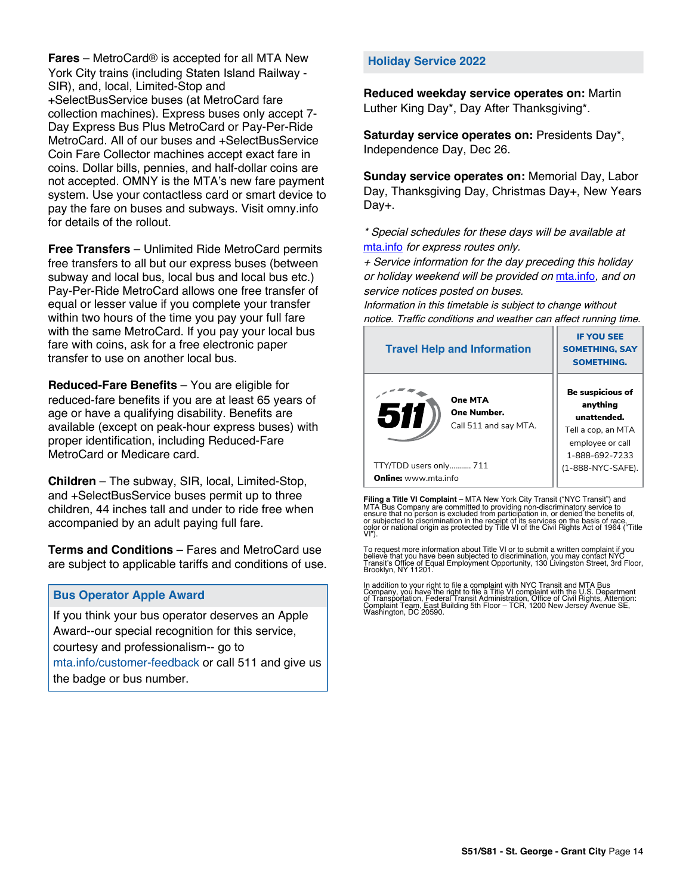**Fares** – MetroCard® is accepted for all MTA New York City trains (including Staten Island Railway - SIR), and, local, Limited-Stop and +SelectBusService buses (at MetroCard fare collection machines). Express buses only accept 7-Day Express Bus Plus MetroCard or Pay-Per-Ride MetroCard. All of our buses and +SelectBusService Coin Fare Collector machines accept exact fare in coins. Dollar bills, pennies, and half-dollar coins are not accepted. OMNY is the MTA's new fare payment system. Use your contactless card or smart device to pay the fare on buses and subways. Visit omny.info for details of the rollout.

**Free Transfers** – Unlimited Ride MetroCard permits free transfers to all but our express buses (between subway and local bus, local bus and local bus etc.) Pay-Per-Ride MetroCard allows one free transfer of equal or lesser value if you complete your transfer within two hours of the time you pay your full fare with the same MetroCard. If you pay your local bus fare with coins, ask for a free electronic paper transfer to use on another local bus.

**Reduced-Fare Benefits** – You are eligible for reduced-fare benefits if you are at least 65 years of age or have a qualifying disability. Benefits are available (except on peak-hour express buses) with proper identification, including Reduced-Fare MetroCard or Medicare card.

**Children** – The subway, SIR, local, Limited-Stop, and +SelectBusService buses permit up to three children, 44 inches tall and under to ride free when accompanied by an adult paying full fare.

**Terms and Conditions** – Fares and MetroCard use are subject to applicable tariffs and conditions of use.

## Bus Operator Apple Award

If you think your bus operator deserves an Apple Award--our special recognition for this service, courtesy and professionalism-- go to mta.info/customer-feedback or call 511 and give us the badge or bus number.

## Holiday Service 2022

**Reduced weekday service operates on:** Martin Luther King Day*, Day After Thanksgiving*.

**Saturday service operates on:** Presidents Day*, Independence Day, Dec 26.

**Sunday service operates on:** Memorial Day, Labor Day, Thanksgiving Day, Christmas Day+, New Years Day+.

*\* Special schedules for these days will be available at mta.info for express routes only.*
*+ Service information for the day preceding this holiday or holiday weekend will be provided on mta.info, and on service notices posted on buses.*
*Information in this timetable is subject to change without notice. Traffic conditions and weather can affect running time.*

| Travel Help and Information | IF YOU SEE SOMETHING, SAY SOMETHING. |
|---|---|
| 511 **One MTA One Number.** Call 511 and say MTA. TTY/TDD users only........... 711 **Online:** www.mta.info | **Be suspicious of anything unattended.** Tell a cop, an MTA employee or call 1-888-692-7233 (1-888-NYC-SAFE). |

**Filing a Title VI Complaint** – MTA New York City Transit ("NYC Transit") and MTA Bus Company are committed to providing non-discriminatory service to ensure that no person is excluded from participation in, or denied the benefits of, or subjected to discrimination in the receipt of its services on the basis of race, color or national origin as protected by Title VI of the Civil Rights Act of 1964 ("Title VI").

To request more information about Title VI or to submit a written complaint if you believe that you have been subjected to discrimination, you may contact NYC Transit's Office of Equal Employment Opportunity, 130 Livingston Street, 3rd Floor, Brooklyn, NY 11201.

In addition to your right to file a complaint with NYC Transit and MTA Bus Company, you have the right to file a Title VI complaint with the U.S. Department of Transportation, Federal Transit Administration, Office of Civil Rights, Attention: Complaint Team, East Building 5th Floor – TCR, 1200 New Jersey Avenue SE, Washington, DC 20590.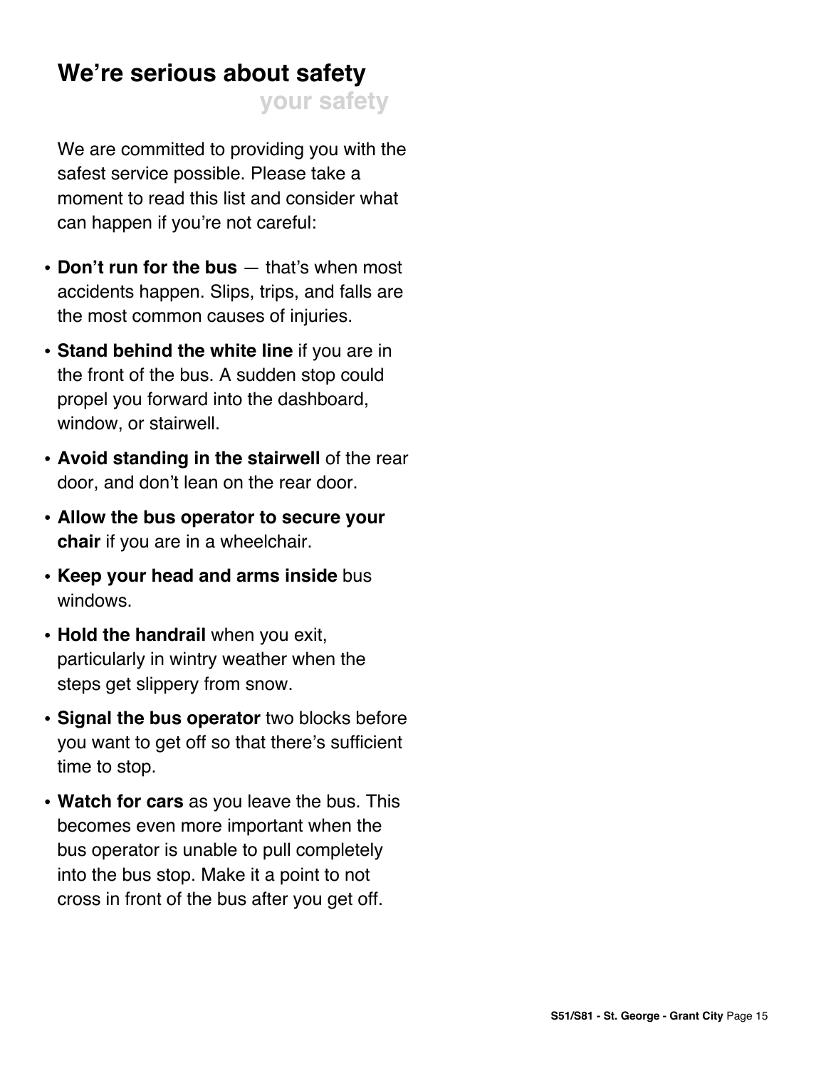# We’re serious about safety

## your safety

We are committed to providing you with the safest service possible. Please take a moment to read this list and consider what can happen if you’re not careful:

- **Don’t run for the bus** — that’s when most accidents happen. Slips, trips, and falls are the most common causes of injuries.
- **Stand behind the white line** if you are in the front of the bus. A sudden stop could propel you forward into the dashboard, window, or stairwell.
- **Avoid standing in the stairwell** of the rear door, and don’t lean on the rear door.
- **Allow the bus operator to secure your chair** if you are in a wheelchair.
- **Keep your head and arms inside** bus windows.
- **Hold the handrail** when you exit, particularly in wintry weather when the steps get slippery from snow.
- **Signal the bus operator** two blocks before you want to get off so that there’s sufficient time to stop.
- **Watch for cars** as you leave the bus. This becomes even more important when the bus operator is unable to pull completely into the bus stop. Make it a point to not cross in front of the bus after you get off.